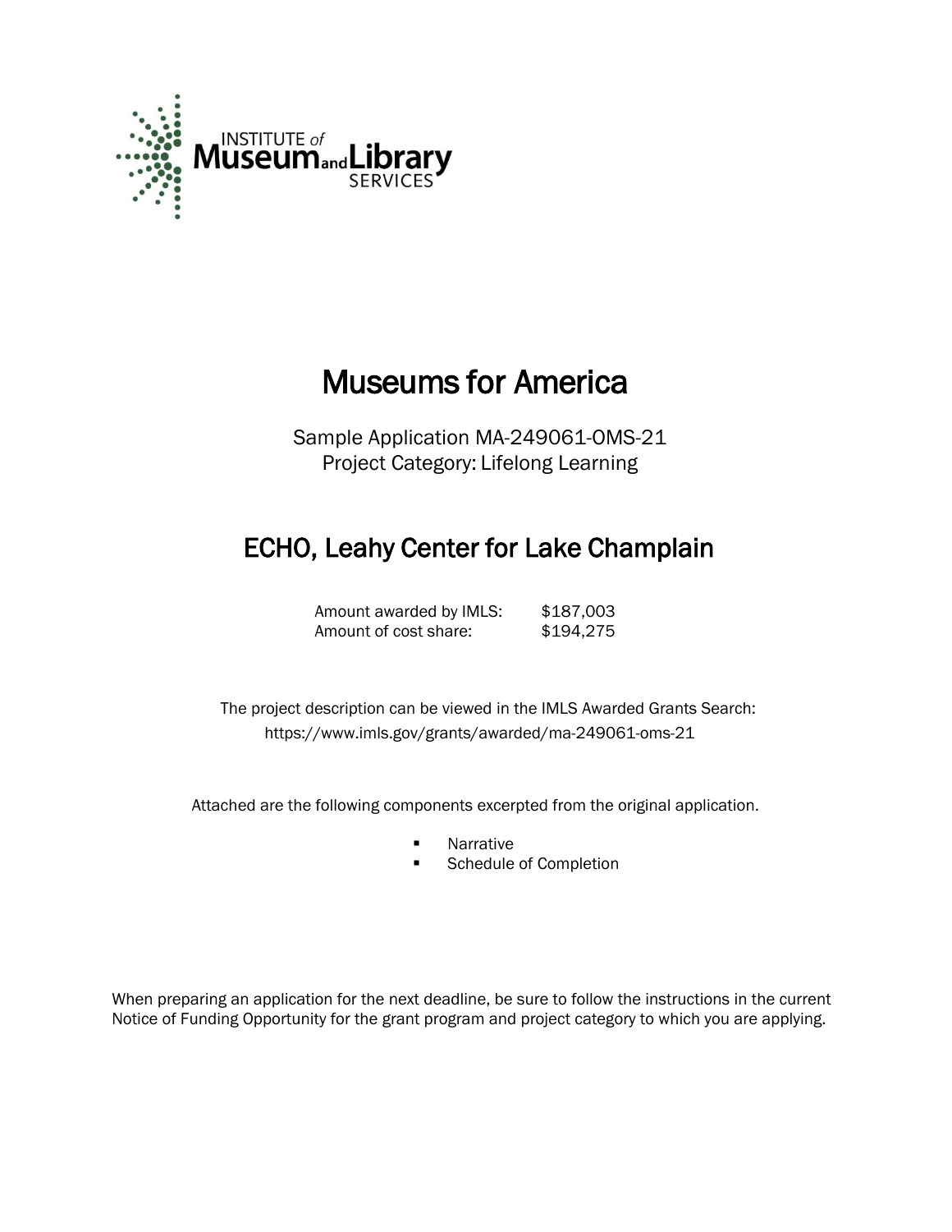INSTITUTE of Museum and Library SERVICES

# Museums for America

Sample Application MA-249061-OMS-21
Project Category: Lifelong Learning

## ECHO, Leahy Center for Lake Champlain

| | |
|---|---|
| Amount awarded by IMLS: | $187,003 |
| Amount of cost share: | $194,275 |

The project description can be viewed in the IMLS Awarded Grants Search:
https://www.imls.gov/grants/awarded/ma-249061-oms-21

Attached are the following components excerpted from the original application.

- Narrative
- Schedule of Completion

When preparing an application for the next deadline, be sure to follow the instructions in the current Notice of Funding Opportunity for the grant program and project category to which you are applying.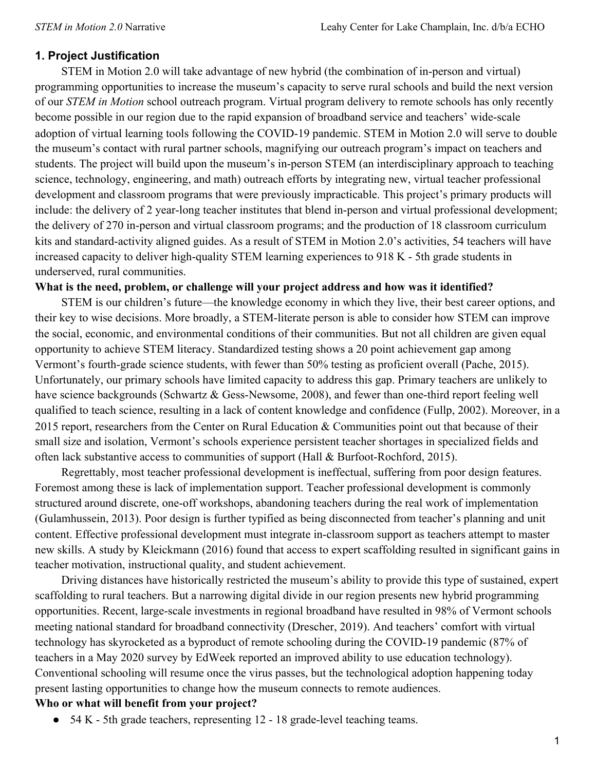## 1. Project Justification

STEM in Motion 2.0 will take advantage of new hybrid (the combination of in-person and virtual) programming opportunities to increase the museum's capacity to serve rural schools and build the next version of our *STEM in Motion* school outreach program. Virtual program delivery to remote schools has only recently become possible in our region due to the rapid expansion of broadband service and teachers' wide-scale adoption of virtual learning tools following the COVID-19 pandemic. STEM in Motion 2.0 will serve to double the museum's contact with rural partner schools, magnifying our outreach program's impact on teachers and students. The project will build upon the museum's in-person STEM (an interdisciplinary approach to teaching science, technology, engineering, and math) outreach efforts by integrating new, virtual teacher professional development and classroom programs that were previously impracticable. This project's primary products will include: the delivery of 2 year-long teacher institutes that blend in-person and virtual professional development; the delivery of 270 in-person and virtual classroom programs; and the production of 18 classroom curriculum kits and standard-activity aligned guides. As a result of STEM in Motion 2.0's activities, 54 teachers will have increased capacity to deliver high-quality STEM learning experiences to 918 K - 5th grade students in underserved, rural communities.

**What is the need, problem, or challenge will your project address and how was it identified?**

STEM is our children's future—the knowledge economy in which they live, their best career options, and their key to wise decisions. More broadly, a STEM-literate person is able to consider how STEM can improve the social, economic, and environmental conditions of their communities. But not all children are given equal opportunity to achieve STEM literacy. Standardized testing shows a 20 point achievement gap among Vermont's fourth-grade science students, with fewer than 50% testing as proficient overall (Pache, 2015). Unfortunately, our primary schools have limited capacity to address this gap. Primary teachers are unlikely to have science backgrounds (Schwartz & Gess-Newsome, 2008), and fewer than one-third report feeling well qualified to teach science, resulting in a lack of content knowledge and confidence (Fullp, 2002). Moreover, in a 2015 report, researchers from the Center on Rural Education & Communities point out that because of their small size and isolation, Vermont's schools experience persistent teacher shortages in specialized fields and often lack substantive access to communities of support (Hall & Burfoot-Rochford, 2015).

Regrettably, most teacher professional development is ineffectual, suffering from poor design features. Foremost among these is lack of implementation support. Teacher professional development is commonly structured around discrete, one-off workshops, abandoning teachers during the real work of implementation (Gulamhussein, 2013). Poor design is further typified as being disconnected from teacher's planning and unit content. Effective professional development must integrate in-classroom support as teachers attempt to master new skills. A study by Kleickmann (2016) found that access to expert scaffolding resulted in significant gains in teacher motivation, instructional quality, and student achievement.

Driving distances have historically restricted the museum's ability to provide this type of sustained, expert scaffolding to rural teachers. But a narrowing digital divide in our region presents new hybrid programming opportunities. Recent, large-scale investments in regional broadband have resulted in 98% of Vermont schools meeting national standard for broadband connectivity (Drescher, 2019). And teachers' comfort with virtual technology has skyrocketed as a byproduct of remote schooling during the COVID-19 pandemic (87% of teachers in a May 2020 survey by EdWeek reported an improved ability to use education technology). Conventional schooling will resume once the virus passes, but the technological adoption happening today present lasting opportunities to change how the museum connects to remote audiences.

**Who or what will benefit from your project?**

- 54 K - 5th grade teachers, representing 12 - 18 grade-level teaching teams.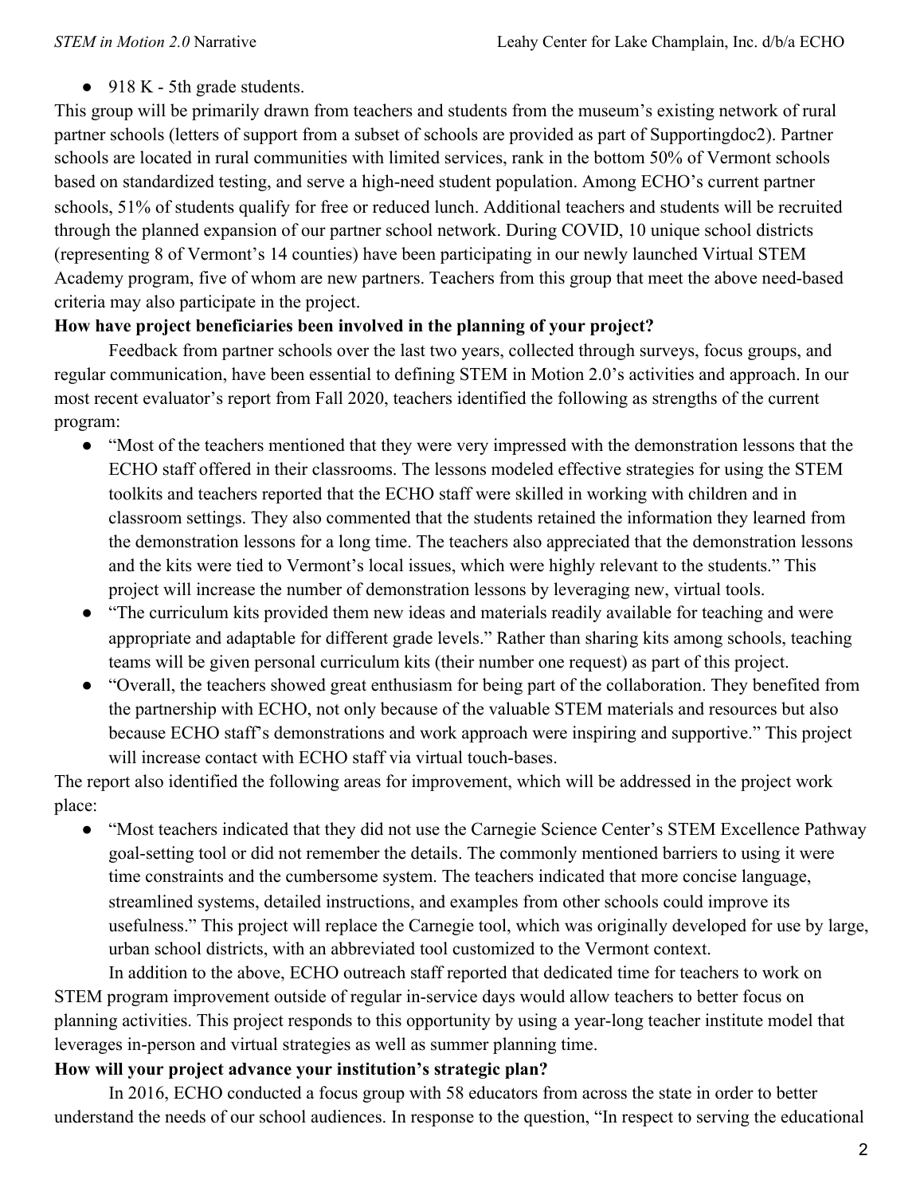- 918 K - 5th grade students.

This group will be primarily drawn from teachers and students from the museum's existing network of rural partner schools (letters of support from a subset of schools are provided as part of Supportingdoc2). Partner schools are located in rural communities with limited services, rank in the bottom 50% of Vermont schools based on standardized testing, and serve a high-need student population. Among ECHO's current partner schools, 51% of students qualify for free or reduced lunch. Additional teachers and students will be recruited through the planned expansion of our partner school network. During COVID, 10 unique school districts (representing 8 of Vermont's 14 counties) have been participating in our newly launched Virtual STEM Academy program, five of whom are new partners. Teachers from this group that meet the above need-based criteria may also participate in the project.

**How have project beneficiaries been involved in the planning of your project?**

Feedback from partner schools over the last two years, collected through surveys, focus groups, and regular communication, have been essential to defining STEM in Motion 2.0's activities and approach. In our most recent evaluator's report from Fall 2020, teachers identified the following as strengths of the current program:

- "Most of the teachers mentioned that they were very impressed with the demonstration lessons that the ECHO staff offered in their classrooms. The lessons modeled effective strategies for using the STEM toolkits and teachers reported that the ECHO staff were skilled in working with children and in classroom settings. They also commented that the students retained the information they learned from the demonstration lessons for a long time. The teachers also appreciated that the demonstration lessons and the kits were tied to Vermont's local issues, which were highly relevant to the students." This project will increase the number of demonstration lessons by leveraging new, virtual tools.
- "The curriculum kits provided them new ideas and materials readily available for teaching and were appropriate and adaptable for different grade levels." Rather than sharing kits among schools, teaching teams will be given personal curriculum kits (their number one request) as part of this project.
- "Overall, the teachers showed great enthusiasm for being part of the collaboration. They benefited from the partnership with ECHO, not only because of the valuable STEM materials and resources but also because ECHO staff's demonstrations and work approach were inspiring and supportive." This project will increase contact with ECHO staff via virtual touch-bases.

The report also identified the following areas for improvement, which will be addressed in the project work place:

- "Most teachers indicated that they did not use the Carnegie Science Center's STEM Excellence Pathway goal-setting tool or did not remember the details. The commonly mentioned barriers to using it were time constraints and the cumbersome system. The teachers indicated that more concise language, streamlined systems, detailed instructions, and examples from other schools could improve its usefulness." This project will replace the Carnegie tool, which was originally developed for use by large, urban school districts, with an abbreviated tool customized to the Vermont context.

In addition to the above, ECHO outreach staff reported that dedicated time for teachers to work on STEM program improvement outside of regular in-service days would allow teachers to better focus on planning activities. This project responds to this opportunity by using a year-long teacher institute model that leverages in-person and virtual strategies as well as summer planning time.

**How will your project advance your institution's strategic plan?**

In 2016, ECHO conducted a focus group with 58 educators from across the state in order to better understand the needs of our school audiences. In response to the question, "In respect to serving the educational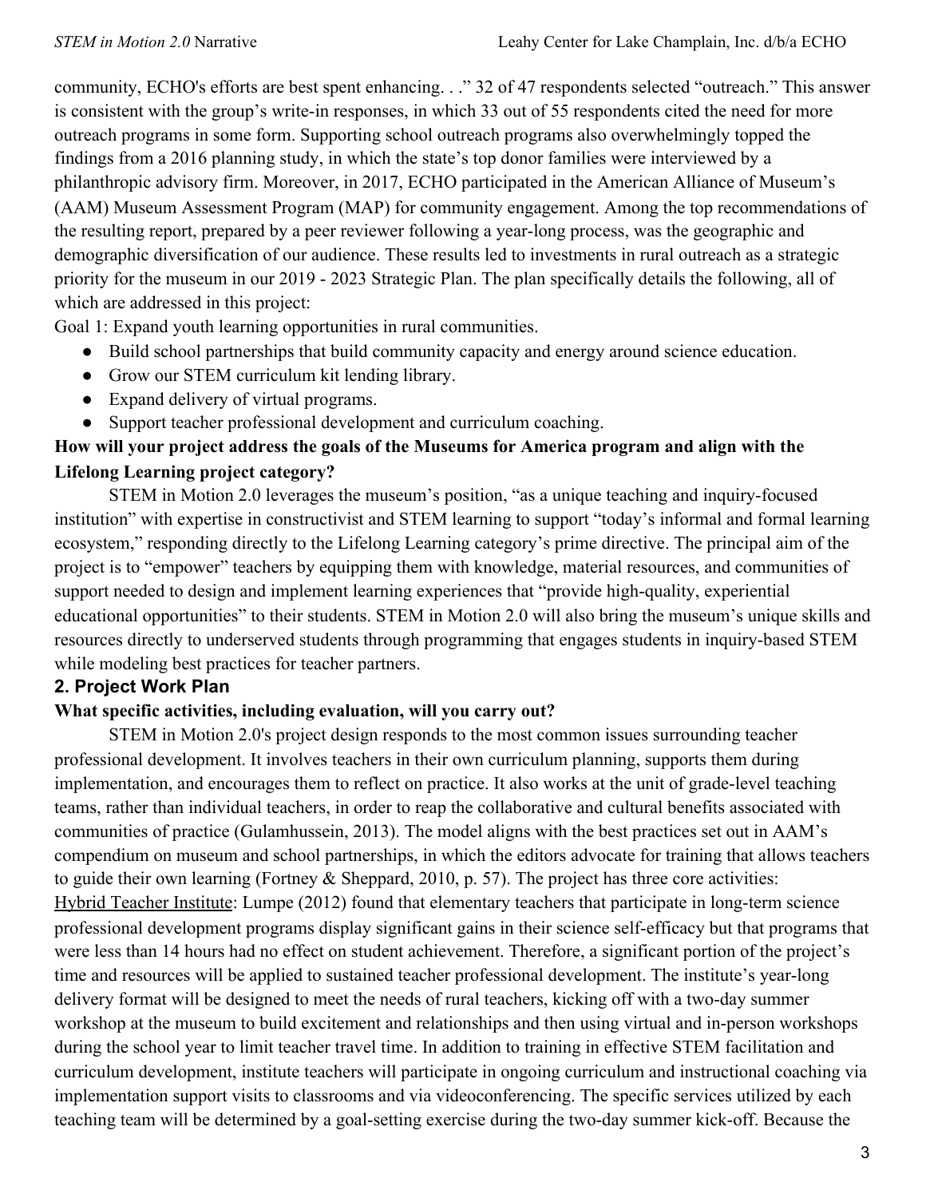community, ECHO's efforts are best spent enhancing. . ." 32 of 47 respondents selected "outreach." This answer is consistent with the group's write-in responses, in which 33 out of 55 respondents cited the need for more outreach programs in some form. Supporting school outreach programs also overwhelmingly topped the findings from a 2016 planning study, in which the state's top donor families were interviewed by a philanthropic advisory firm. Moreover, in 2017, ECHO participated in the American Alliance of Museum's (AAM) Museum Assessment Program (MAP) for community engagement. Among the top recommendations of the resulting report, prepared by a peer reviewer following a year-long process, was the geographic and demographic diversification of our audience. These results led to investments in rural outreach as a strategic priority for the museum in our 2019 - 2023 Strategic Plan. The plan specifically details the following, all of which are addressed in this project:

Goal 1: Expand youth learning opportunities in rural communities.

- Build school partnerships that build community capacity and energy around science education.
- Grow our STEM curriculum kit lending library.
- Expand delivery of virtual programs.
- Support teacher professional development and curriculum coaching.

**How will your project address the goals of the Museums for America program and align with the Lifelong Learning project category?**

STEM in Motion 2.0 leverages the museum's position, "as a unique teaching and inquiry-focused institution" with expertise in constructivist and STEM learning to support "today's informal and formal learning ecosystem," responding directly to the Lifelong Learning category's prime directive. The principal aim of the project is to "empower" teachers by equipping them with knowledge, material resources, and communities of support needed to design and implement learning experiences that "provide high-quality, experiential educational opportunities" to their students. STEM in Motion 2.0 will also bring the museum's unique skills and resources directly to underserved students through programming that engages students in inquiry-based STEM while modeling best practices for teacher partners.

## 2. Project Work Plan

**What specific activities, including evaluation, will you carry out?**

STEM in Motion 2.0's project design responds to the most common issues surrounding teacher professional development. It involves teachers in their own curriculum planning, supports them during implementation, and encourages them to reflect on practice. It also works at the unit of grade-level teaching teams, rather than individual teachers, in order to reap the collaborative and cultural benefits associated with communities of practice (Gulamhussein, 2013). The model aligns with the best practices set out in AAM's compendium on museum and school partnerships, in which the editors advocate for training that allows teachers to guide their own learning (Fortney & Sheppard, 2010, p. 57). The project has three core activities:

Hybrid Teacher Institute: Lumpe (2012) found that elementary teachers that participate in long-term science professional development programs display significant gains in their science self-efficacy but that programs that were less than 14 hours had no effect on student achievement. Therefore, a significant portion of the project's time and resources will be applied to sustained teacher professional development. The institute's year-long delivery format will be designed to meet the needs of rural teachers, kicking off with a two-day summer workshop at the museum to build excitement and relationships and then using virtual and in-person workshops during the school year to limit teacher travel time. In addition to training in effective STEM facilitation and curriculum development, institute teachers will participate in ongoing curriculum and instructional coaching via implementation support visits to classrooms and via videoconferencing. The specific services utilized by each teaching team will be determined by a goal-setting exercise during the two-day summer kick-off. Because the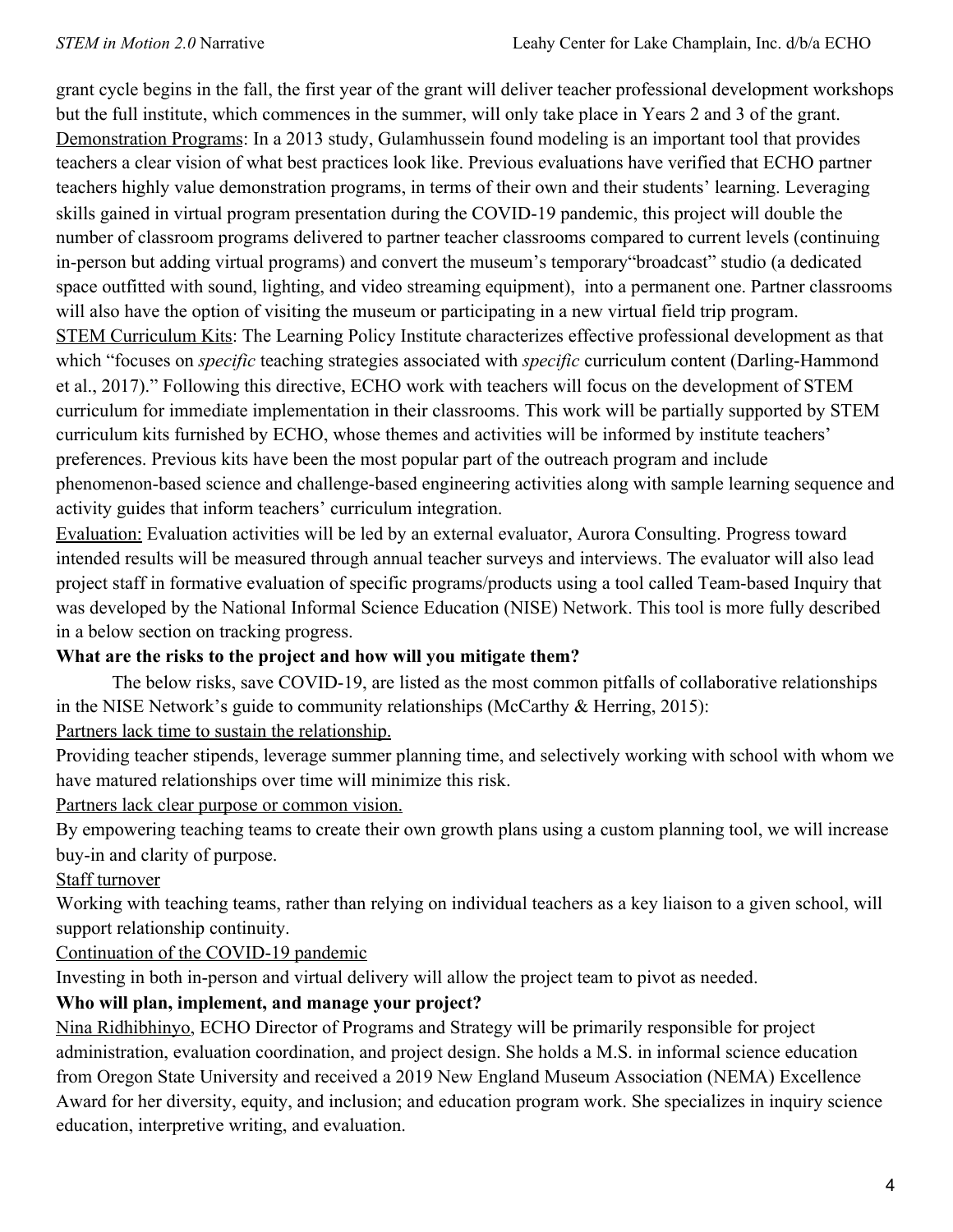grant cycle begins in the fall, the first year of the grant will deliver teacher professional development workshops but the full institute, which commences in the summer, will only take place in Years 2 and 3 of the grant.

<u>Demonstration Programs</u>: In a 2013 study, Gulamhussein found modeling is an important tool that provides teachers a clear vision of what best practices look like. Previous evaluations have verified that ECHO partner teachers highly value demonstration programs, in terms of their own and their students' learning. Leveraging skills gained in virtual program presentation during the COVID-19 pandemic, this project will double the number of classroom programs delivered to partner teacher classrooms compared to current levels (continuing in-person but adding virtual programs) and convert the museum's temporary"broadcast" studio (a dedicated space outfitted with sound, lighting, and video streaming equipment),  into a permanent one. Partner classrooms will also have the option of visiting the museum or participating in a new virtual field trip program.

<u>STEM Curriculum Kits</u>: The Learning Policy Institute characterizes effective professional development as that which "focuses on *specific* teaching strategies associated with *specific* curriculum content (Darling-Hammond et al., 2017)." Following this directive, ECHO work with teachers will focus on the development of STEM curriculum for immediate implementation in their classrooms. This work will be partially supported by STEM curriculum kits furnished by ECHO, whose themes and activities will be informed by institute teachers' preferences. Previous kits have been the most popular part of the outreach program and include phenomenon-based science and challenge-based engineering activities along with sample learning sequence and activity guides that inform teachers' curriculum integration.

<u>Evaluation:</u> Evaluation activities will be led by an external evaluator, Aurora Consulting. Progress toward intended results will be measured through annual teacher surveys and interviews. The evaluator will also lead project staff in formative evaluation of specific programs/products using a tool called Team-based Inquiry that was developed by the National Informal Science Education (NISE) Network. This tool is more fully described in a below section on tracking progress.

**What are the risks to the project and how will you mitigate them?**

The below risks, save COVID-19, are listed as the most common pitfalls of collaborative relationships in the NISE Network's guide to community relationships (McCarthy & Herring, 2015):

<u>Partners lack time to sustain the relationship.</u>

Providing teacher stipends, leverage summer planning time, and selectively working with school with whom we have matured relationships over time will minimize this risk.

<u>Partners lack clear purpose or common vision.</u>

By empowering teaching teams to create their own growth plans using a custom planning tool, we will increase buy-in and clarity of purpose.

<u>Staff turnover</u>

Working with teaching teams, rather than relying on individual teachers as a key liaison to a given school, will support relationship continuity.

<u>Continuation of the COVID-19 pandemic</u>

Investing in both in-person and virtual delivery will allow the project team to pivot as needed.

**Who will plan, implement, and manage your project?**

<u>Nina Ridhibhinyo</u>, ECHO Director of Programs and Strategy will be primarily responsible for project administration, evaluation coordination, and project design. She holds a M.S. in informal science education from Oregon State University and received a 2019 New England Museum Association (NEMA) Excellence Award for her diversity, equity, and inclusion; and education program work. She specializes in inquiry science education, interpretive writing, and evaluation.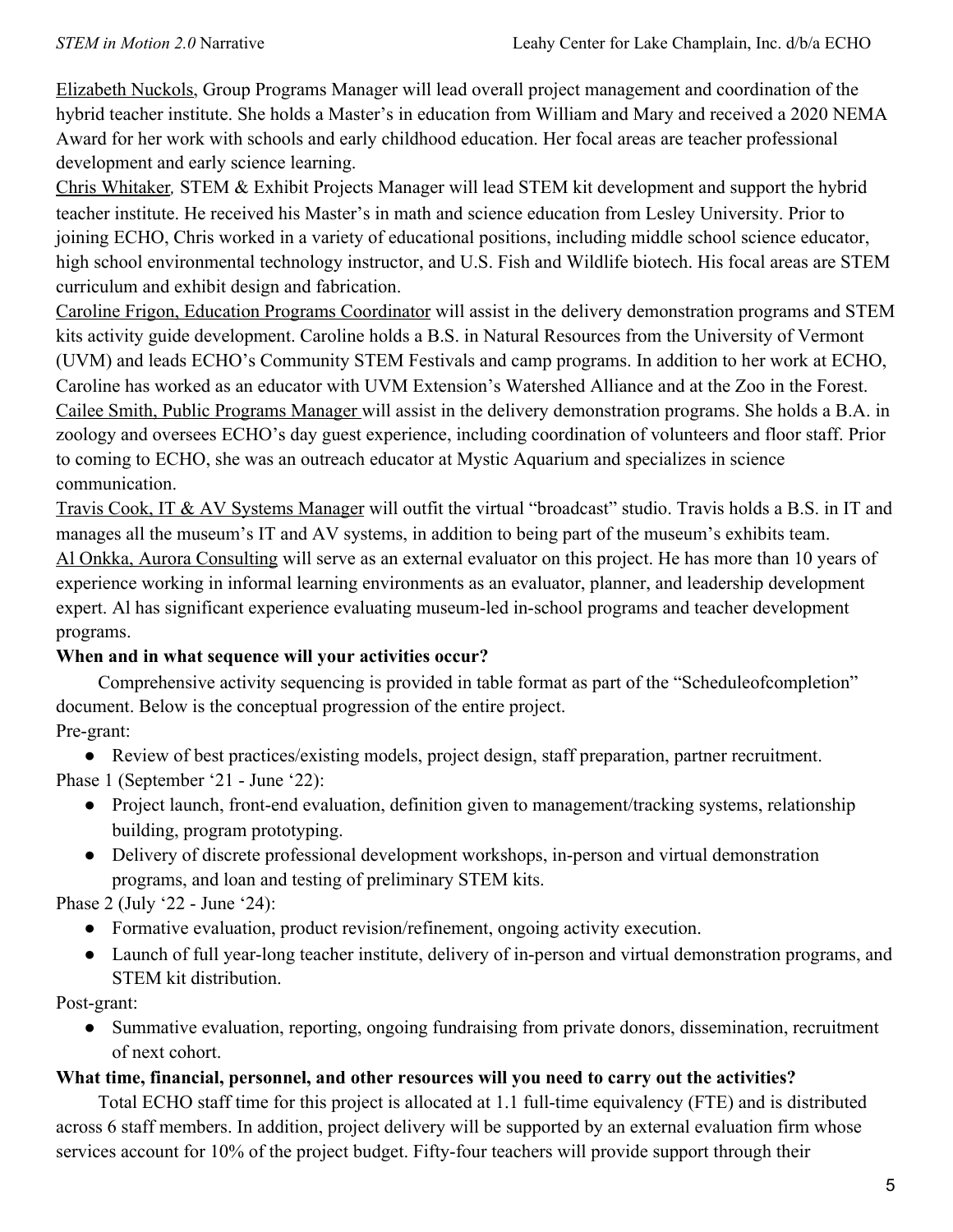Elizabeth Nuckols, Group Programs Manager will lead overall project management and coordination of the hybrid teacher institute. She holds a Master's in education from William and Mary and received a 2020 NEMA Award for her work with schools and early childhood education. Her focal areas are teacher professional development and early science learning.

Chris Whitaker, STEM & Exhibit Projects Manager will lead STEM kit development and support the hybrid teacher institute. He received his Master's in math and science education from Lesley University. Prior to joining ECHO, Chris worked in a variety of educational positions, including middle school science educator, high school environmental technology instructor, and U.S. Fish and Wildlife biotech. His focal areas are STEM curriculum and exhibit design and fabrication.

Caroline Frigon, Education Programs Coordinator will assist in the delivery demonstration programs and STEM kits activity guide development. Caroline holds a B.S. in Natural Resources from the University of Vermont (UVM) and leads ECHO's Community STEM Festivals and camp programs. In addition to her work at ECHO, Caroline has worked as an educator with UVM Extension's Watershed Alliance and at the Zoo in the Forest.

Cailee Smith, Public Programs Manager will assist in the delivery demonstration programs. She holds a B.A. in zoology and oversees ECHO's day guest experience, including coordination of volunteers and floor staff. Prior to coming to ECHO, she was an outreach educator at Mystic Aquarium and specializes in science communication.

Travis Cook, IT & AV Systems Manager will outfit the virtual "broadcast" studio. Travis holds a B.S. in IT and manages all the museum's IT and AV systems, in addition to being part of the museum's exhibits team.

Al Onkka, Aurora Consulting will serve as an external evaluator on this project. He has more than 10 years of experience working in informal learning environments as an evaluator, planner, and leadership development expert. Al has significant experience evaluating museum-led in-school programs and teacher development programs.

**When and in what sequence will your activities occur?**

Comprehensive activity sequencing is provided in table format as part of the "Scheduleofcompletion" document. Below is the conceptual progression of the entire project.

Pre-grant:

- Review of best practices/existing models, project design, staff preparation, partner recruitment.

Phase 1 (September '21 - June '22):

- Project launch, front-end evaluation, definition given to management/tracking systems, relationship building, program prototyping.
- Delivery of discrete professional development workshops, in-person and virtual demonstration programs, and loan and testing of preliminary STEM kits.

Phase 2 (July '22 - June '24):

- Formative evaluation, product revision/refinement, ongoing activity execution.
- Launch of full year-long teacher institute, delivery of in-person and virtual demonstration programs, and STEM kit distribution.

Post-grant:

- Summative evaluation, reporting, ongoing fundraising from private donors, dissemination, recruitment of next cohort.

**What time, financial, personnel, and other resources will you need to carry out the activities?**

Total ECHO staff time for this project is allocated at 1.1 full-time equivalency (FTE) and is distributed across 6 staff members. In addition, project delivery will be supported by an external evaluation firm whose services account for 10% of the project budget. Fifty-four teachers will provide support through their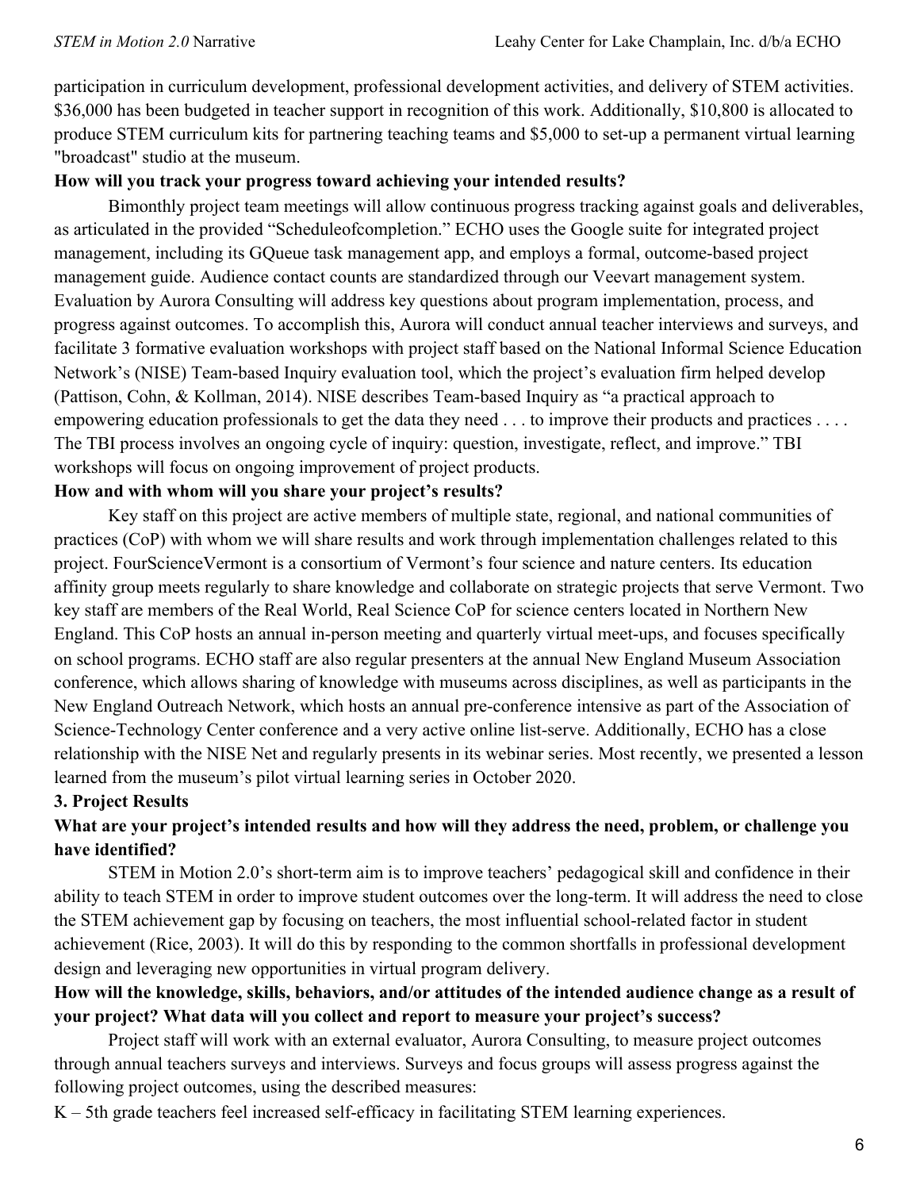participation in curriculum development, professional development activities, and delivery of STEM activities. $36,000 has been budgeted in teacher support in recognition of this work. Additionally, $10,800 is allocated to produce STEM curriculum kits for partnering teaching teams and $5,000 to set-up a permanent virtual learning "broadcast" studio at the museum.

**How will you track your progress toward achieving your intended results?**

Bimonthly project team meetings will allow continuous progress tracking against goals and deliverables, as articulated in the provided "Scheduleofcompletion." ECHO uses the Google suite for integrated project management, including its GQueue task management app, and employs a formal, outcome-based project management guide. Audience contact counts are standardized through our Veevart management system. Evaluation by Aurora Consulting will address key questions about program implementation, process, and progress against outcomes. To accomplish this, Aurora will conduct annual teacher interviews and surveys, and facilitate 3 formative evaluation workshops with project staff based on the National Informal Science Education Network's (NISE) Team-based Inquiry evaluation tool, which the project's evaluation firm helped develop (Pattison, Cohn, & Kollman, 2014). NISE describes Team-based Inquiry as "a practical approach to empowering education professionals to get the data they need . . . to improve their products and practices . . . . The TBI process involves an ongoing cycle of inquiry: question, investigate, reflect, and improve." TBI workshops will focus on ongoing improvement of project products.

**How and with whom will you share your project's results?**

Key staff on this project are active members of multiple state, regional, and national communities of practices (CoP) with whom we will share results and work through implementation challenges related to this project. FourScienceVermont is a consortium of Vermont's four science and nature centers. Its education affinity group meets regularly to share knowledge and collaborate on strategic projects that serve Vermont. Two key staff are members of the Real World, Real Science CoP for science centers located in Northern New England. This CoP hosts an annual in-person meeting and quarterly virtual meet-ups, and focuses specifically on school programs. ECHO staff are also regular presenters at the annual New England Museum Association conference, which allows sharing of knowledge with museums across disciplines, as well as participants in the New England Outreach Network, which hosts an annual pre-conference intensive as part of the Association of Science-Technology Center conference and a very active online list-serve. Additionally, ECHO has a close relationship with the NISE Net and regularly presents in its webinar series. Most recently, we presented a lesson learned from the museum's pilot virtual learning series in October 2020.

**3. Project Results**

**What are your project's intended results and how will they address the need, problem, or challenge you have identified?**

STEM in Motion 2.0's short-term aim is to improve teachers' pedagogical skill and confidence in their ability to teach STEM in order to improve student outcomes over the long-term. It will address the need to close the STEM achievement gap by focusing on teachers, the most influential school-related factor in student achievement (Rice, 2003). It will do this by responding to the common shortfalls in professional development design and leveraging new opportunities in virtual program delivery.

**How will the knowledge, skills, behaviors, and/or attitudes of the intended audience change as a result of your project? What data will you collect and report to measure your project's success?**

Project staff will work with an external evaluator, Aurora Consulting, to measure project outcomes through annual teachers surveys and interviews. Surveys and focus groups will assess progress against the following project outcomes, using the described measures:

K – 5th grade teachers feel increased self-efficacy in facilitating STEM learning experiences.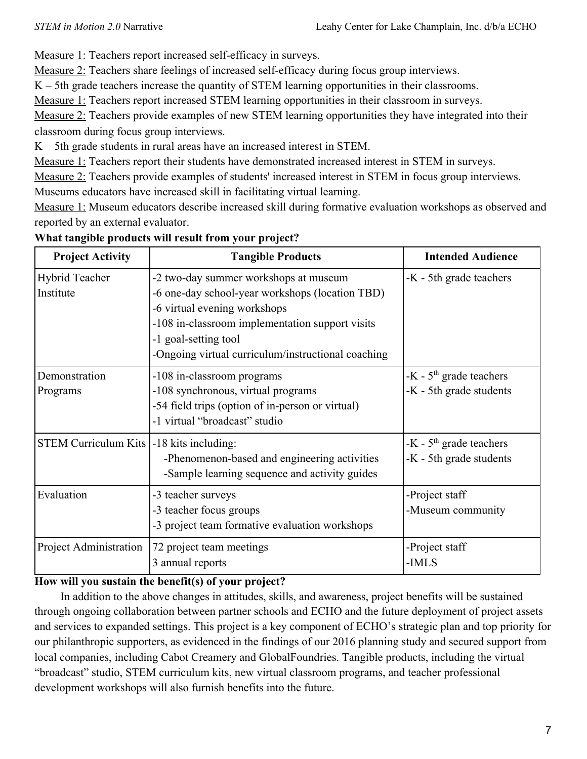Measure 1: Teachers report increased self-efficacy in surveys.
Measure 2: Teachers share feelings of increased self-efficacy during focus group interviews.
K – 5th grade teachers increase the quantity of STEM learning opportunities in their classrooms.
Measure 1: Teachers report increased STEM learning opportunities in their classroom in surveys.
Measure 2: Teachers provide examples of new STEM learning opportunities they have integrated into their classroom during focus group interviews.
K – 5th grade students in rural areas have an increased interest in STEM.
Measure 1: Teachers report their students have demonstrated increased interest in STEM in surveys.
Measure 2: Teachers provide examples of students' increased interest in STEM in focus group interviews.
Museums educators have increased skill in facilitating virtual learning.
Measure 1: Museum educators describe increased skill during formative evaluation workshops as observed and reported by an external evaluator.

**What tangible products will result from your project?**

| Project Activity | Tangible Products | Intended Audience |
|---|---|---|
| Hybrid Teacher Institute | -2 two-day summer workshops at museum<br>-6 one-day school-year workshops (location TBD)<br>-6 virtual evening workshops<br>-108 in-classroom implementation support visits<br>-1 goal-setting tool<br>-Ongoing virtual curriculum/instructional coaching | -K - 5th grade teachers |
| Demonstration Programs | -108 in-classroom programs<br>-108 synchronous, virtual programs<br>-54 field trips (option of in-person or virtual)<br>-1 virtual "broadcast" studio | -K - 5th grade teachers<br>-K - 5th grade students |
| STEM Curriculum Kits | -18 kits including:<br>-Phenomenon-based and engineering activities<br>-Sample learning sequence and activity guides | -K - 5th grade teachers<br>-K - 5th grade students |
| Evaluation | -3 teacher surveys<br>-3 teacher focus groups<br>-3 project team formative evaluation workshops | -Project staff<br>-Museum community |
| Project Administration | 72 project team meetings<br>3 annual reports | -Project staff<br>-IMLS |

**How will you sustain the benefit(s) of your project?**

In addition to the above changes in attitudes, skills, and awareness, project benefits will be sustained through ongoing collaboration between partner schools and ECHO and the future deployment of project assets and services to expanded settings. This project is a key component of ECHO's strategic plan and top priority for our philanthropic supporters, as evidenced in the findings of our 2016 planning study and secured support from local companies, including Cabot Creamery and GlobalFoundries. Tangible products, including the virtual "broadcast" studio, STEM curriculum kits, new virtual classroom programs, and teacher professional development workshops will also furnish benefits into the future.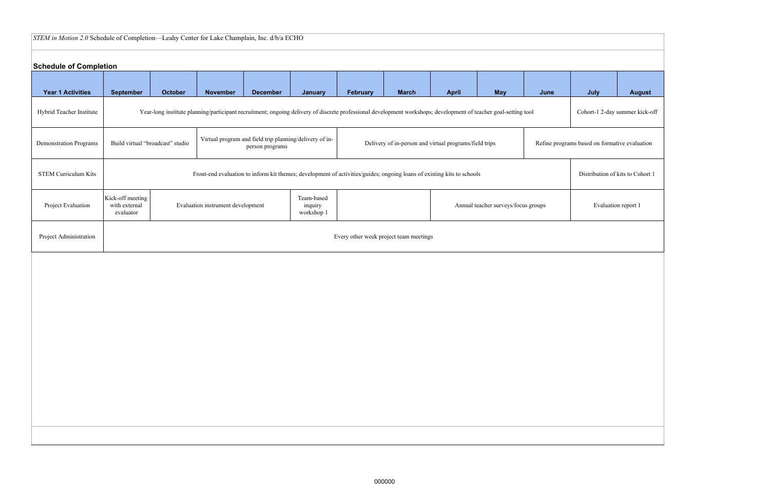*STEM in Motion 2.0* Schedule of Completion—Leahy Center for Lake Champlain, Inc. d/b/a ECHO

## Schedule of Completion

| Year 1 Activities | September | October | November | December | January | February | March | April | May | June | July | August |
|---|---|---|---|---|---|---|---|---|---|---|---|---|
| Hybrid Teacher Institute | Year-long institute planning/participant recruitment; ongoing delivery of discrete professional development workshops; development of teacher goal-setting tool | | | | | | | | | | Cohort-1 2-day summer kick-off | |
| Demonstration Programs | Build virtual "broadcast" studio | | Virtual program and field trip planning/delivery of in-person programs | | | Delivery of in-person and virtual programs/field trips | | | | Refine programs based on formative evaluation | | |
| STEM Curriculum Kits | Front-end evaluation to inform kit themes; development of activities/guides; ongoing loans of existing kits to schools | | | | | | | | | | Distribution of kits to Cohort 1 | |
| Project Evaluation | Kick-off meeting with external evaluator | Evaluation instrument development | | | Team-based inquiry workshop 1 | | | Annual teacher surveys/focus groups | | | Evaluation report 1 | |
| Project Administration | Every other week project team meetings | | | | | | | | | | | |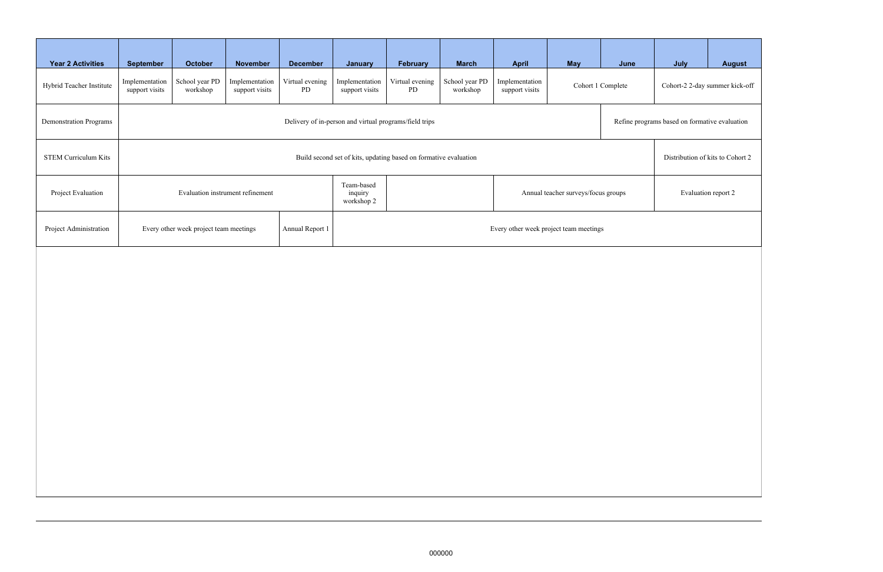| Year 2 Activities | September | October | November | December | January | February | March | April | May | June | July | August |
|---|---|---|---|---|---|---|---|---|---|---|---|---|
| Hybrid Teacher Institute | Implementation support visits | School year PD workshop | Implementation support visits | Virtual evening PD | Implementation support visits | Virtual evening PD | School year PD workshop | Implementation support visits | Cohort 1 Complete | | Cohort-2 2-day summer kick-off | |
| Demonstration Programs | Delivery of in-person and virtual programs/field trips | | | | | | | | | Refine programs based on formative evaluation | | |
| STEM Curriculum Kits | Build second set of kits, updating based on formative evaluation | | | | | | | | | | Distribution of kits to Cohort 2 | |
| Project Evaluation | Evaluation instrument refinement | | | | Team-based inquiry workshop 2 | | | Annual teacher surveys/focus groups | | | Evaluation report 2 | |
| Project Administration | Every other week project team meetings | | | Annual Report 1 | Every other week project team meetings | | | | | | | |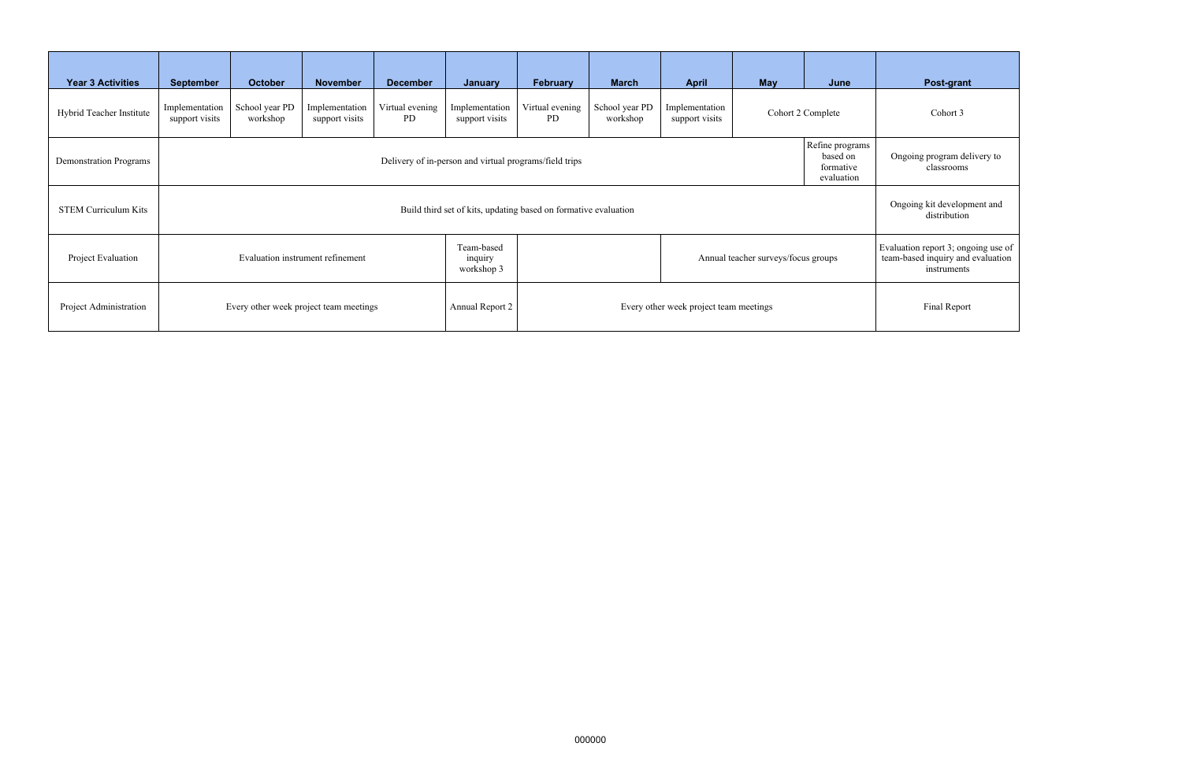| Year 3 Activities | September | October | November | December | January | February | March | April | May | June | Post-grant |
|---|---|---|---|---|---|---|---|---|---|---|---|
| Hybrid Teacher Institute | Implementation support visits | School year PD workshop | Implementation support visits | Virtual evening PD | Implementation support visits | Virtual evening PD | School year PD workshop | Implementation support visits | Cohort 2 Complete | | Cohort 3 |
| Demonstration Programs | Delivery of in-person and virtual programs/field trips | | | | | | | | | Refine programs based on formative evaluation | Ongoing program delivery to classrooms |
| STEM Curriculum Kits | Build third set of kits, updating based on formative evaluation | | | | | | | | | | Ongoing kit development and distribution |
| Project Evaluation | Evaluation instrument refinement | | | | Team-based inquiry workshop 3 | | | Annual teacher surveys/focus groups | | | Evaluation report 3; ongoing use of team-based inquiry and evaluation instruments |
| Project Administration | Every other week project team meetings | | | | Annual Report 2 | Every other week project team meetings | | | | | Final Report |

000000